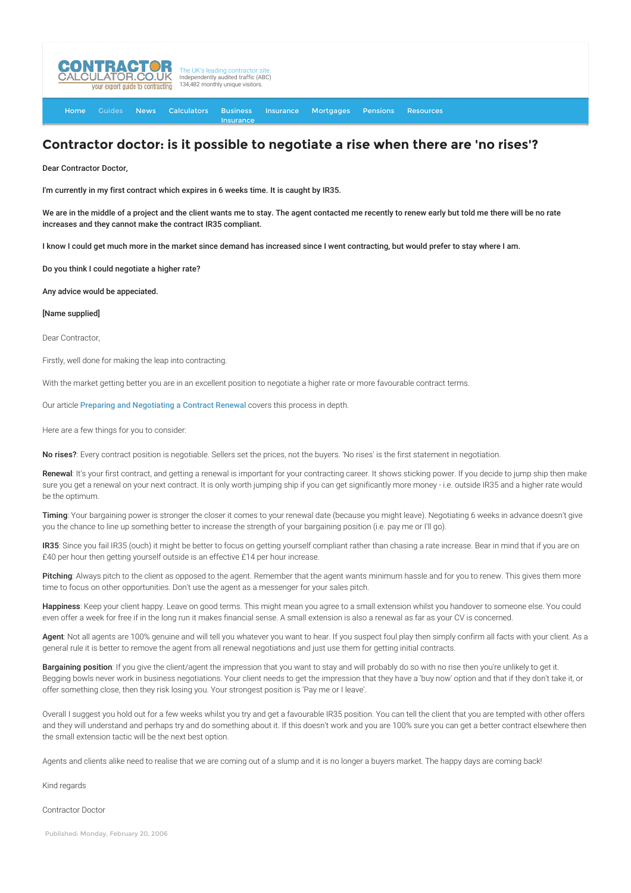# Contractor doctor: is it possible to negotiate a rise when there are 'no rises'?

**Dear Contractor Doctor,**

**I'm currently in my first contract which expires in 6 weeks time. It is caught by IR35.**

**We are in the middle of a project and the client wants me to stay. The agent contacted me recently to renew early but told me there will be no rate increases and they cannot make the contract IR35 compliant.**

**I know I could get much more in the market since demand has increased since I went contracting, but would prefer to stay where I am.**

**Do you think I could negotiate a higher rate?**

**Any advice would be appeciated.**

**[Name supplied]**

Dear Contractor,

Firstly, well done for making the leap into contracting.

With the market getting better you are in an excellent position to negotiate a higher rate or more favourable contract terms.

Our article Preparing and Negotiating a Contract Renewal covers this process in depth.

Here are a few things for you to consider:

**No rises?**: Every contract position is negotiable. Sellers set the prices, not the buyers. 'No rises' is the first statement in negotiation.

**Renewal**: It's your first contract, and getting a renewal is important for your contracting career. It shows sticking power. If you decide to jump ship then make sure you get a renewal on your next contract. It is only worth jumping ship if you can get significantly more money - i.e. outside IR35 and a higher rate would be the optimum.

**Timing**: Your bargaining power is stronger the closer it comes to your renewal date (because you might leave). Negotiating 6 weeks in advance doesn't give you the chance to line up something better to increase the strength of your bargaining position (i.e. pay me or I'll go).

**IR35**: Since you fail IR35 (ouch) it might be better to focus on getting yourself compliant rather than chasing a rate increase. Bear in mind that if you are on £40 per hour then getting yourself outside is an effective £14 per hour increase.

**Pitching**: Always pitch to the client as opposed to the agent. Remember that the agent wants minimum hassle and for you to renew. This gives them more time to focus on other opportunities. Don't use the agent as a messenger for your sales pitch.

**Happiness**: Keep your client happy. Leave on good terms. This might mean you agree to a small extension whilst you handover to someone else. You could even offer a week for free if in the long run it makes financial sense. A small extension is also a renewal as far as your CV is concerned.

**Agent**: Not all agents are 100% genuine and will tell you whatever you want to hear. If you suspect foul play then simply confirm all facts with your client. As a general rule it is better to remove the agent from all renewal negotiations and just use them for getting initial contracts.

**Bargaining position**: If you give the client/agent the impression that you want to stay and will probably do so with no rise then you're unlikely to get it. Begging bowls never work in business negotiations. Your client needs to get the impression that they have a 'buy now' option and that if they don't take it, or offer something close, then they risk losing you. Your strongest position is 'Pay me or I leave'.

Overall I suggest you hold out for a few weeks whilst you try and get a favourable IR35 position. You can tell the client that you are tempted with other offers and they will understand and perhaps try and do something about it. If this doesn't work and you are 100% sure you can get a better contract elsewhere then the small extension tactic will be the next best option.

Agents and clients alike need to realise that we are coming out of a slump and it is no longer a buyers market. The happy days are coming back!

Kind regards

Contractor Doctor

Published: Monday, February 20, 2006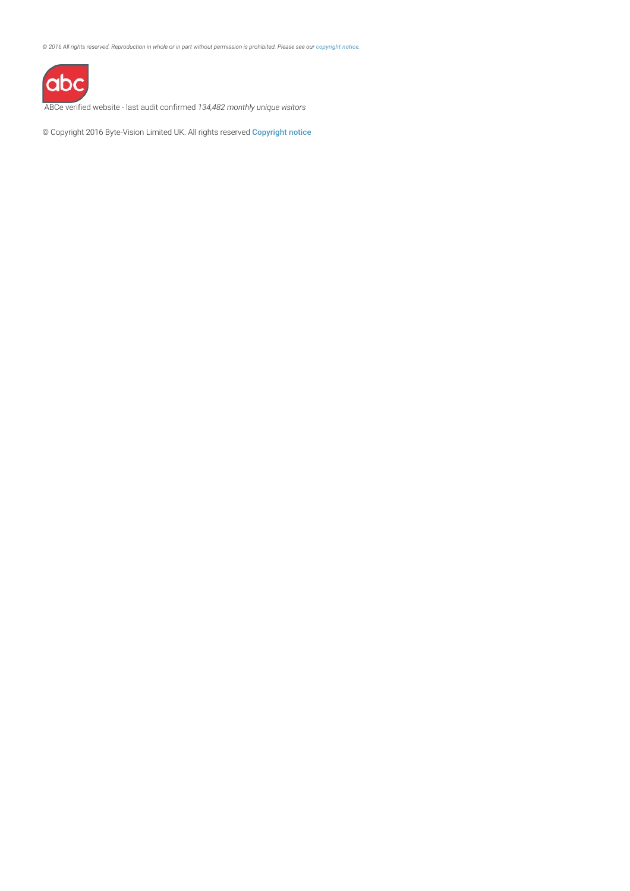*© 2016 All rights reserved. Reproduction in whole or in part without permission is prohibited. Please see our copyright notice.*

ABCe verified website - last audit confirmed *134,482 monthly unique visitors*

© Copyright 2016 Byte-Vision Limited UK. All rights reserved **Copyright notice**